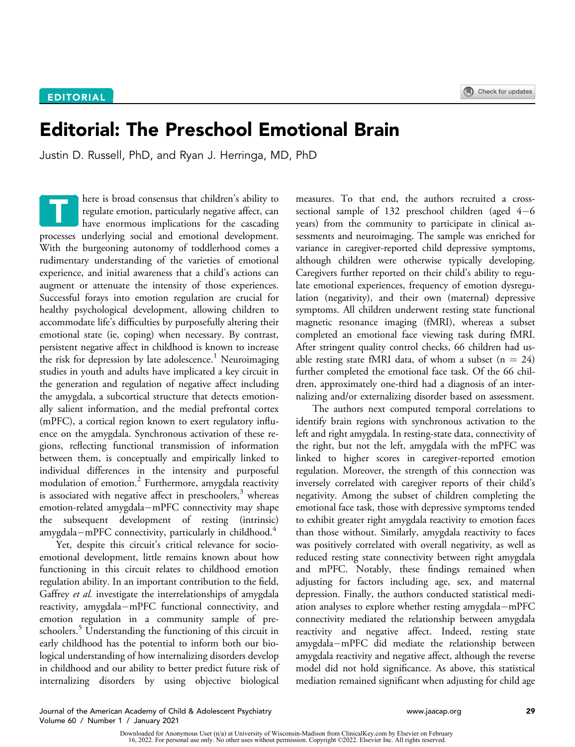EDITORIAL

# Editorial: The Preschool Emotional Brain

Justin D. Russell, PhD, and Ryan J. Herringa, MD, PhD

There is broad consensus that children's ability to regulate emotion, particularly negative affect, can have enormous implications for the cascading processes underlying social and emotional development. With the burgeoning autonomy of toddlerhood comes a rudimentary understanding of the varieties of emotional experience, and initial awareness that a child's actions can augment or attenuate the intensity of those experiences. Successful forays into emotion regulation are crucial for healthy psychological development, allowing children to accommodate life's difficulties by purposefully altering their emotional state (ie, coping) when necessary. By contrast, persistent negative affect in childhood is known to increase the risk for depression by late adolescence.[1] Neuroimaging studies in youth and adults have implicated a key circuit in the generation and regulation of negative affect including the amygdala, a subcortical structure that detects emotionally salient information, and the medial prefrontal cortex (mPFC), a cortical region known to exert regulatory influence on the amygdala. Synchronous activation of these regions, reflecting functional transmission of information between them, is conceptually and empirically linked to individual differences in the intensity and purposeful modulation of emotion.[2] Furthermore, amygdala reactivity is associated with negative affect in preschoolers,[3] whereas emotion-related amygdala–mPFC connectivity may shape the subsequent development of resting (intrinsic) amygdala–mPFC connectivity, particularly in childhood.[4]

Yet, despite this circuit's critical relevance for socioemotional development, little remains known about how functioning in this circuit relates to childhood emotion regulation ability. In an important contribution to the field, Gaffrey *et al.* investigate the interrelationships of amygdala reactivity, amygdala–mPFC functional connectivity, and emotion regulation in a community sample of preschoolers.[5] Understanding the functioning of this circuit in early childhood has the potential to inform both our biological understanding of how internalizing disorders develop in childhood and our ability to better predict future risk of internalizing disorders by using objective biological measures. To that end, the authors recruited a cross-sectional sample of 132 preschool children (aged 4–6 years) from the community to participate in clinical assessments and neuroimaging. The sample was enriched for variance in caregiver-reported child depressive symptoms, although children were otherwise typically developing. Caregivers further reported on their child's ability to regulate emotional experiences, frequency of emotion dysregulation (negativity), and their own (maternal) depressive symptoms. All children underwent resting state functional magnetic resonance imaging (fMRI), whereas a subset completed an emotional face viewing task during fMRI. After stringent quality control checks, 66 children had usable resting state fMRI data, of whom a subset ($n = 24$) further completed the emotional face task. Of the 66 children, approximately one-third had a diagnosis of an internalizing and/or externalizing disorder based on assessment.

The authors next computed temporal correlations to identify brain regions with synchronous activation to the left and right amygdala. In resting-state data, connectivity of the right, but not the left, amygdala with the mPFC was linked to higher scores in caregiver-reported emotion regulation. Moreover, the strength of this connection was inversely correlated with caregiver reports of their child's negativity. Among the subset of children completing the emotional face task, those with depressive symptoms tended to exhibit greater right amygdala reactivity to emotion faces than those without. Similarly, amygdala reactivity to faces was positively correlated with overall negativity, as well as reduced resting state connectivity between right amygdala and mPFC. Notably, these findings remained when adjusting for factors including age, sex, and maternal depression. Finally, the authors conducted statistical mediation analyses to explore whether resting amygdala–mPFC connectivity mediated the relationship between amygdala reactivity and negative affect. Indeed, resting state amygdala–mPFC did mediate the relationship between amygdala reactivity and negative affect, although the reverse model did not hold significance. As above, this statistical mediation remained significant when adjusting for child age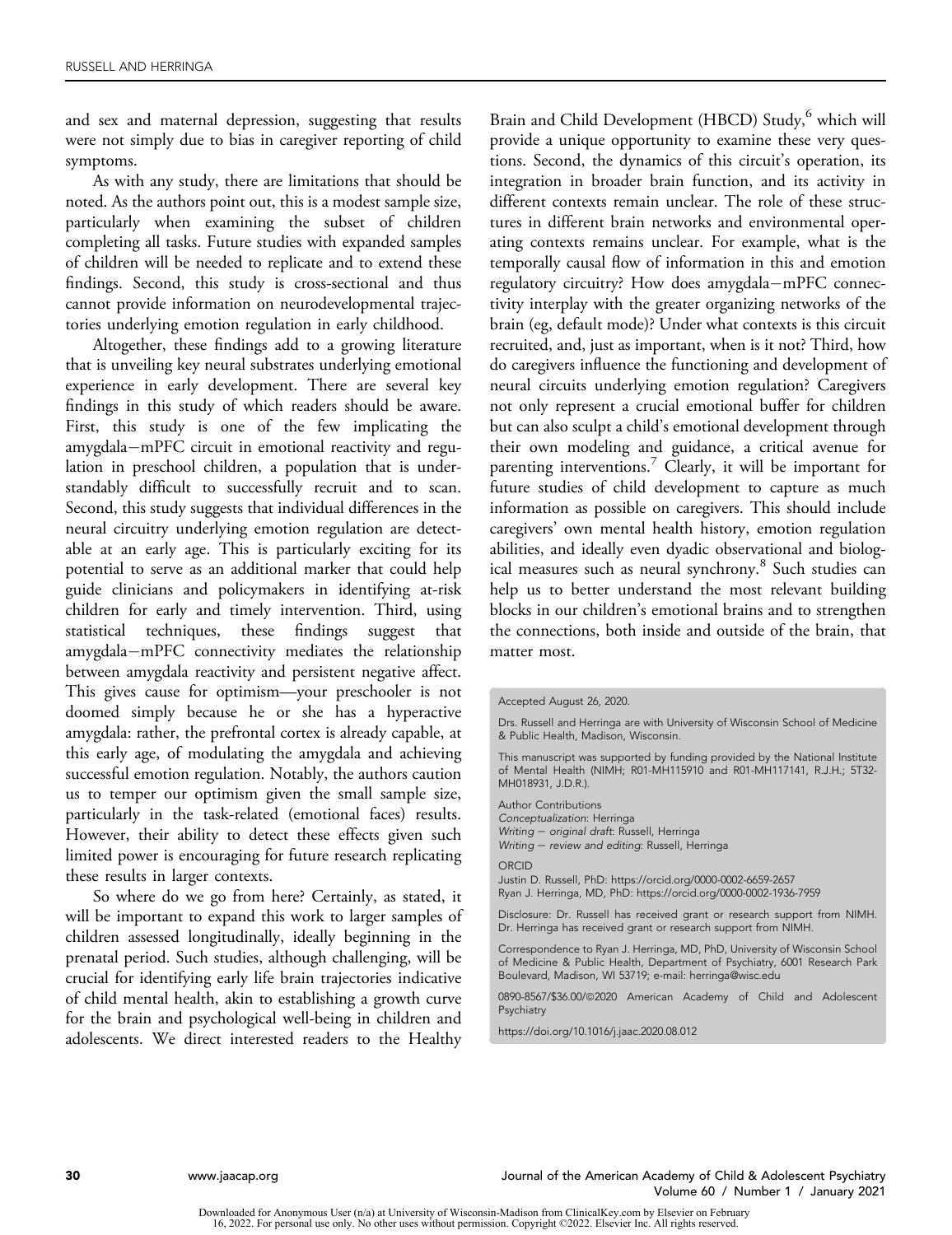and sex and maternal depression, suggesting that results were not simply due to bias in caregiver reporting of child symptoms.

As with any study, there are limitations that should be noted. As the authors point out, this is a modest sample size, particularly when examining the subset of children completing all tasks. Future studies with expanded samples of children will be needed to replicate and to extend these findings. Second, this study is cross-sectional and thus cannot provide information on neurodevelopmental trajectories underlying emotion regulation in early childhood.

Altogether, these findings add to a growing literature that is unveiling key neural substrates underlying emotional experience in early development. There are several key findings in this study of which readers should be aware. First, this study is one of the few implicating the amygdala−mPFC circuit in emotional reactivity and regulation in preschool children, a population that is understandably difficult to successfully recruit and to scan. Second, this study suggests that individual differences in the neural circuitry underlying emotion regulation are detectable at an early age. This is particularly exciting for its potential to serve as an additional marker that could help guide clinicians and policymakers in identifying at-risk children for early and timely intervention. Third, using statistical techniques, these findings suggest that amygdala−mPFC connectivity mediates the relationship between amygdala reactivity and persistent negative affect. This gives cause for optimism—your preschooler is not doomed simply because he or she has a hyperactive amygdala: rather, the prefrontal cortex is already capable, at this early age, of modulating the amygdala and achieving successful emotion regulation. Notably, the authors caution us to temper our optimism given the small sample size, particularly in the task-related (emotional faces) results. However, their ability to detect these effects given such limited power is encouraging for future research replicating these results in larger contexts.

So where do we go from here? Certainly, as stated, it will be important to expand this work to larger samples of children assessed longitudinally, ideally beginning in the prenatal period. Such studies, although challenging, will be crucial for identifying early life brain trajectories indicative of child mental health, akin to establishing a growth curve for the brain and psychological well-being in children and adolescents. We direct interested readers to the Healthy Brain and Child Development (HBCD) Study,[6] which will provide a unique opportunity to examine these very questions. Second, the dynamics of this circuit's operation, its integration in broader brain function, and its activity in different contexts remain unclear. The role of these structures in different brain networks and environmental operating contexts remains unclear. For example, what is the temporally causal flow of information in this and emotion regulatory circuitry? How does amygdala−mPFC connectivity interplay with the greater organizing networks of the brain (eg, default mode)? Under what contexts is this circuit recruited, and, just as important, when is it not? Third, how do caregivers influence the functioning and development of neural circuits underlying emotion regulation? Caregivers not only represent a crucial emotional buffer for children but can also sculpt a child's emotional development through their own modeling and guidance, a critical avenue for parenting interventions.[7] Clearly, it will be important for future studies of child development to capture as much information as possible on caregivers. This should include caregivers' own mental health history, emotion regulation abilities, and ideally even dyadic observational and biological measures such as neural synchrony.[8] Such studies can help us to better understand the most relevant building blocks in our children's emotional brains and to strengthen the connections, both inside and outside of the brain, that matter most.

Accepted August 26, 2020.

Drs. Russell and Herringa are with University of Wisconsin School of Medicine & Public Health, Madison, Wisconsin.

This manuscript was supported by funding provided by the National Institute of Mental Health (NIMH; R01-MH115910 and R01-MH117141, R.J.H.; 5T32-MH018931, J.D.R.).

Author Contributions

*Conceptualization*: Herringa

*Writing − original draft*: Russell, Herringa

*Writing − review and editing*: Russell, Herringa

ORCID

Justin D. Russell, PhD: https://orcid.org/0000-0002-6659-2657

Ryan J. Herringa, MD, PhD: https://orcid.org/0000-0002-1936-7959

Disclosure: Dr. Russell has received grant or research support from NIMH. Dr. Herringa has received grant or research support from NIMH.

Correspondence to Ryan J. Herringa, MD, PhD, University of Wisconsin School of Medicine & Public Health, Department of Psychiatry, 6001 Research Park Boulevard, Madison, WI 53719; e-mail: herringa@wisc.edu

0890-8567/$36.00/©2020 American Academy of Child and Adolescent Psychiatry

https://doi.org/10.1016/j.jaac.2020.08.012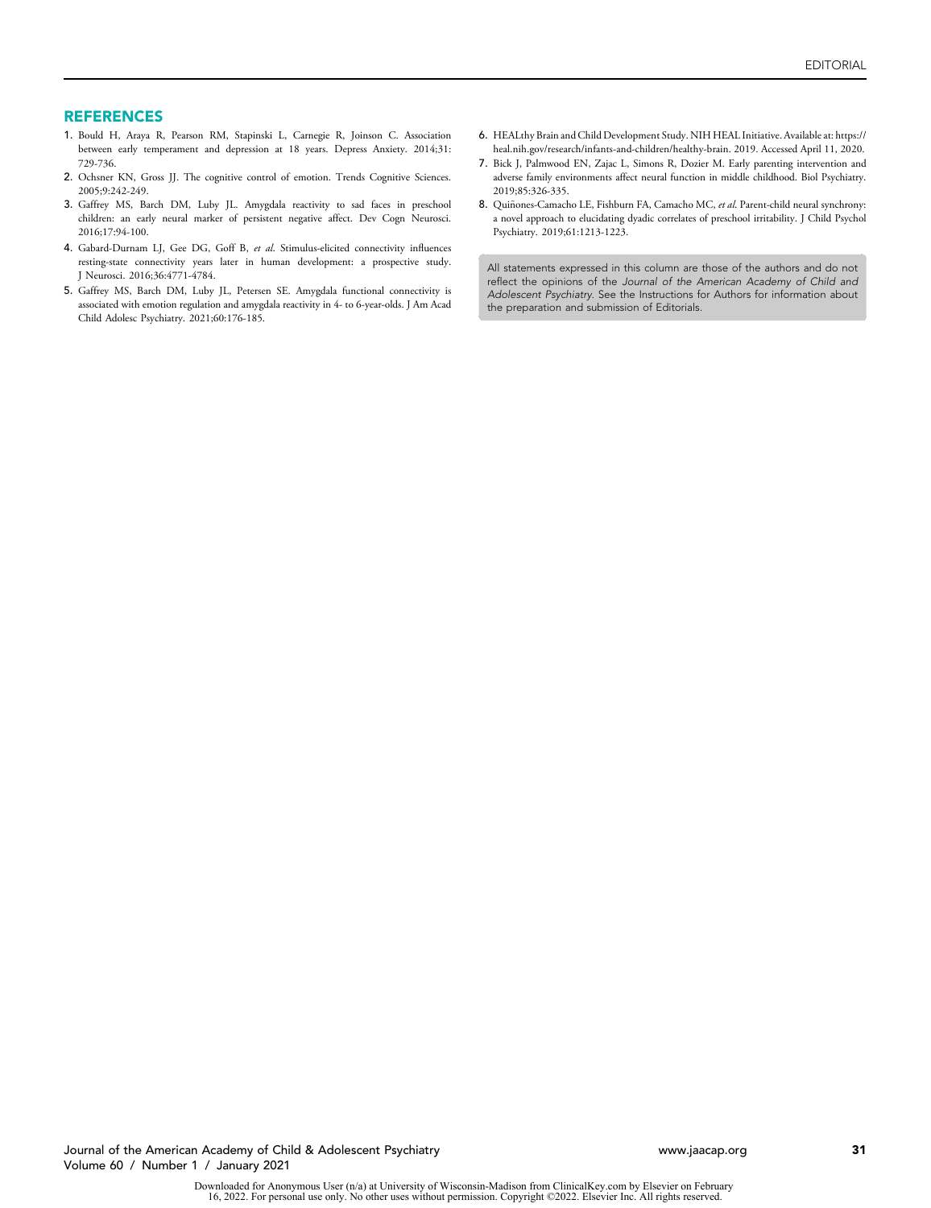## REFERENCES

1. Bould H, Araya R, Pearson RM, Stapinski L, Carnegie R, Joinson C. Association between early temperament and depression at 18 years. Depress Anxiety. 2014;31: 729-736.
2. Ochsner KN, Gross JJ. The cognitive control of emotion. Trends Cognitive Sciences. 2005;9:242-249.
3. Gaffrey MS, Barch DM, Luby JL. Amygdala reactivity to sad faces in preschool children: an early neural marker of persistent negative affect. Dev Cogn Neurosci. 2016;17:94-100.
4. Gabard-Durnam LJ, Gee DG, Goff B, *et al.* Stimulus-elicited connectivity influences resting-state connectivity years later in human development: a prospective study. J Neurosci. 2016;36:4771-4784.
5. Gaffrey MS, Barch DM, Luby JL, Petersen SE. Amygdala functional connectivity is associated with emotion regulation and amygdala reactivity in 4- to 6-year-olds. J Am Acad Child Adolesc Psychiatry. 2021;60:176-185.
6. HEALthy Brain and Child Development Study. NIH HEAL Initiative. Available at: https://heal.nih.gov/research/infants-and-children/healthy-brain. 2019. Accessed April 11, 2020.
7. Bick J, Palmwood EN, Zajac L, Simons R, Dozier M. Early parenting intervention and adverse family environments affect neural function in middle childhood. Biol Psychiatry. 2019;85:326-335.
8. Quiñones-Camacho LE, Fishburn FA, Camacho MC, *et al.* Parent-child neural synchrony: a novel approach to elucidating dyadic correlates of preschool irritability. J Child Psychol Psychiatry. 2019;61:1213-1223.

All statements expressed in this column are those of the authors and do not reflect the opinions of the *Journal of the American Academy of Child and Adolescent Psychiatry*. See the Instructions for Authors for information about the preparation and submission of Editorials.